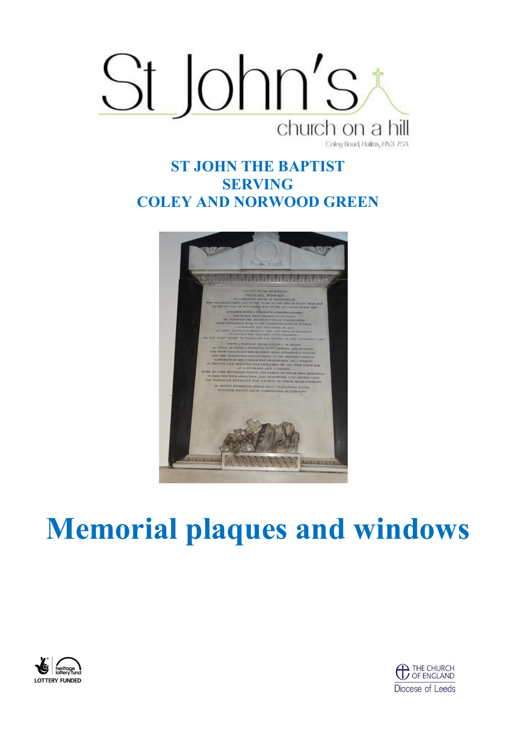St John's

church on a hill

Coley Road, Halifax, HX3 7SA

**ST JOHN THE BAPTIST**
**SERVING**
**COLEY AND NORWOOD GREEN**

# Memorial plaques and windows

LOTTERY FUNDED

THE CHURCH OF ENGLAND
Diocese of Leeds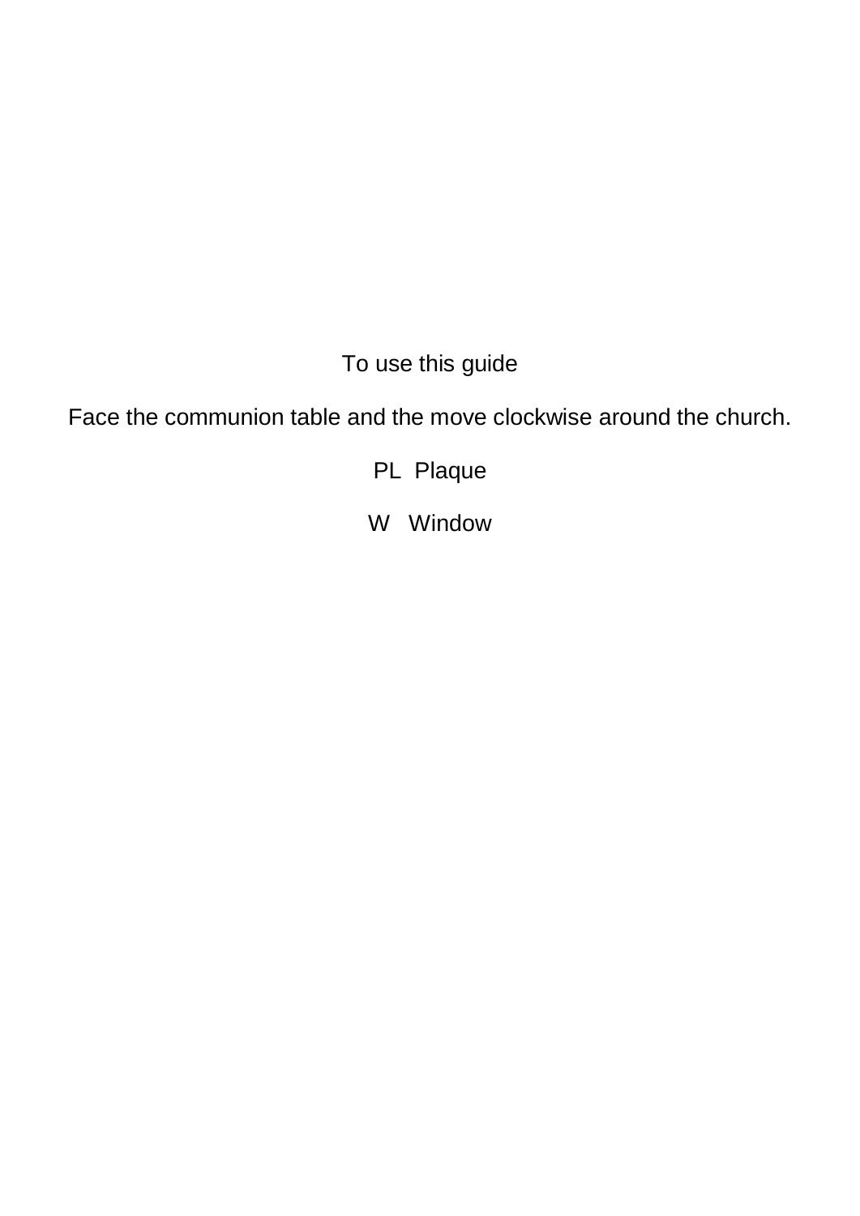To use this guide

Face the communion table and the move clockwise around the church.

PL  Plaque

W   Window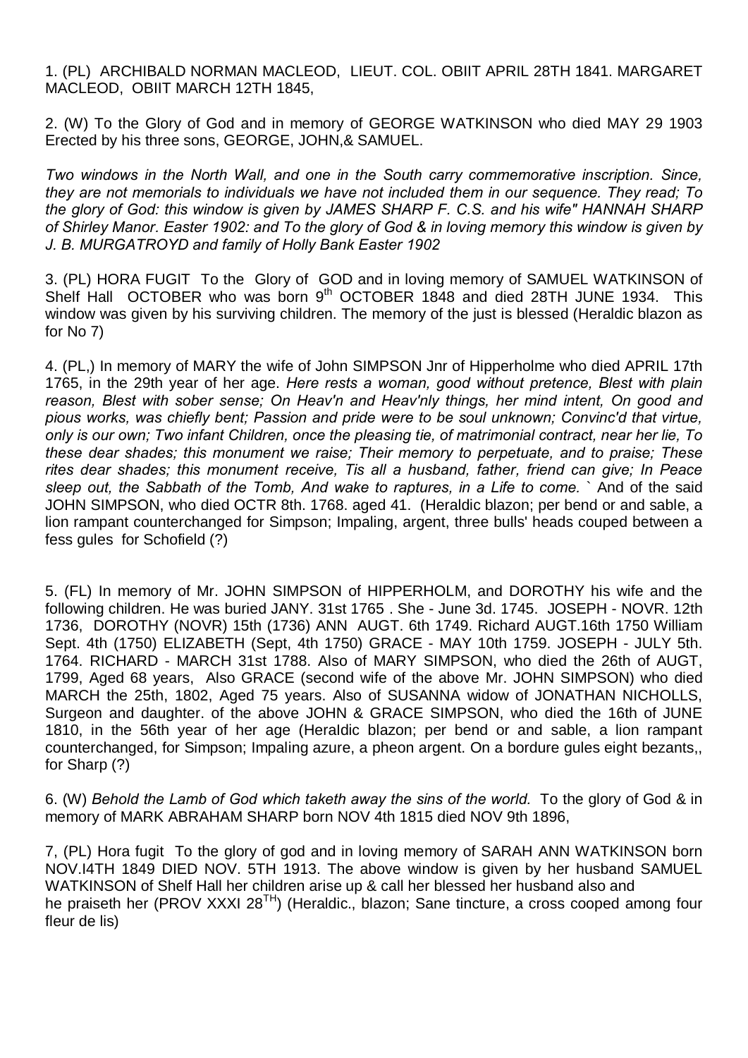1. (PL) ARCHIBALD NORMAN MACLEOD, LIEUT. COL. OBIIT APRIL 28TH 1841. MARGARET MACLEOD, OBIIT MARCH 12TH 1845,

2. (W) To the Glory of God and in memory of GEORGE WATKINSON who died MAY 29 1903 Erected by his three sons, GEORGE, JOHN,& SAMUEL.

*Two windows in the North Wall, and one in the South carry commemorative inscription. Since, they are not memorials to individuals we have not included them in our sequence. They read; To the glory of God: this window is given by JAMES SHARP F. C.S. and his wife" HANNAH SHARP of Shirley Manor. Easter 1902: and To the glory of God & in loving memory this window is given by J. B. MURGATROYD and family of Holly Bank Easter 1902*

3. (PL) HORA FUGIT To the Glory of GOD and in loving memory of SAMUEL WATKINSON of Shelf Hall OCTOBER who was born 9th OCTOBER 1848 and died 28TH JUNE 1934. This window was given by his surviving children. The memory of the just is blessed (Heraldic blazon as for No 7)

4. (PL,) In memory of MARY the wife of John SIMPSON Jnr of Hipperholme who died APRIL 17th 1765, in the 29th year of her age. *Here rests a woman, good without pretence, Blest with plain reason, Blest with sober sense; On Heav'n and Heav'nly things, her mind intent, On good and pious works, was chiefly bent; Passion and pride were to be soul unknown; Convinc'd that virtue, only is our own; Two infant Children, once the pleasing tie, of matrimonial contract, near her lie, To these dear shades; this monument we raise; Their memory to perpetuate, and to praise; These rites dear shades; this monument receive, Tis all a husband, father, friend can give; In Peace sleep out, the Sabbath of the Tomb, And wake to raptures, in a Life to come.* ` And of the said JOHN SIMPSON, who died OCTR 8th. 1768. aged 41. (Heraldic blazon; per bend or and sable, a lion rampant counterchanged for Simpson; Impaling, argent, three bulls' heads couped between a fess gules for Schofield (?)

5. (FL) In memory of Mr. JOHN SIMPSON of HIPPERHOLM, and DOROTHY his wife and the following children. He was buried JANY. 31st 1765 . She - June 3d. 1745. JOSEPH - NOVR. 12th 1736, DOROTHY (NOVR) 15th (1736) ANN AUGT. 6th 1749. Richard AUGT.16th 1750 William Sept. 4th (1750) ELIZABETH (Sept, 4th 1750) GRACE - MAY 10th 1759. JOSEPH - JULY 5th. 1764. RICHARD - MARCH 31st 1788. Also of MARY SIMPSON, who died the 26th of AUGT, 1799, Aged 68 years, Also GRACE (second wife of the above Mr. JOHN SIMPSON) who died MARCH the 25th, 1802, Aged 75 years. Also of SUSANNA widow of JONATHAN NICHOLLS, Surgeon and daughter. of the above JOHN & GRACE SIMPSON, who died the 16th of JUNE 1810, in the 56th year of her age (Heraldic blazon; per bend or and sable, a lion rampant counterchanged, for Simpson; Impaling azure, a pheon argent. On a bordure gules eight bezants,, for Sharp (?)

6. (W) *Behold the Lamb of God which taketh away the sins of the world.* To the glory of God & in memory of MARK ABRAHAM SHARP born NOV 4th 1815 died NOV 9th 1896,

7, (PL) Hora fugit To the glory of god and in loving memory of SARAH ANN WATKINSON born NOV.I4TH 1849 DIED NOV. 5TH 1913. The above window is given by her husband SAMUEL WATKINSON of Shelf Hall her children arise up & call her blessed her husband also and he praiseth her (PROV XXXI 28TH) (Heraldic., blazon; Sane tincture, a cross cooped among four fleur de lis)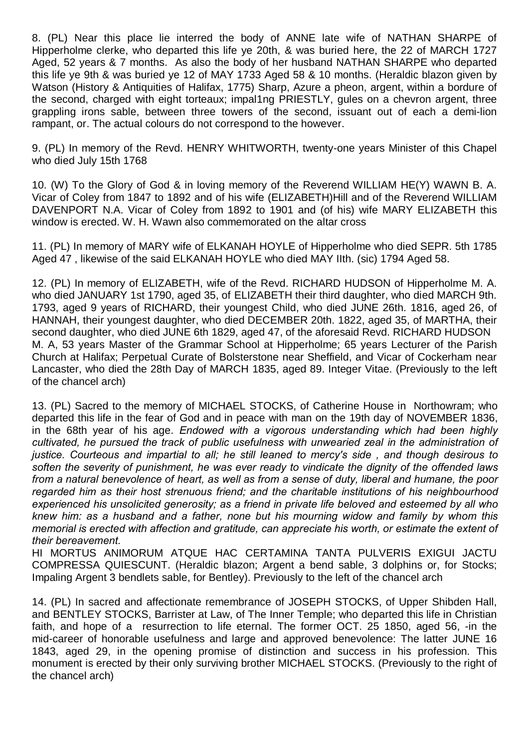8. (PL) Near this place lie interred the body of ANNE late wife of NATHAN SHARPE of Hipperholme clerke, who departed this life ye 20th, & was buried here, the 22 of MARCH 1727 Aged, 52 years & 7 months. As also the body of her husband NATHAN SHARPE who departed this life ye 9th & was buried ye 12 of MAY 1733 Aged 58 & 10 months. (Heraldic blazon given by Watson (History & Antiquities of Halifax, 1775) Sharp, Azure a pheon, argent, within a bordure of the second, charged with eight torteaux; impal1ng PRIESTLY, gules on a chevron argent, three grappling irons sable, between three towers of the second, issuant out of each a demi-lion rampant, or. The actual colours do not correspond to the however.

9. (PL) In memory of the Revd. HENRY WHITWORTH, twenty-one years Minister of this Chapel who died July 15th 1768

10. (W) To the Glory of God & in loving memory of the Reverend WILLIAM HE(Y) WAWN B. A. Vicar of Coley from 1847 to 1892 and of his wife (ELIZABETH)Hill and of the Reverend WILLIAM DAVENPORT N.A. Vicar of Coley from 1892 to 1901 and (of his) wife MARY ELIZABETH this window is erected. W. H. Wawn also commemorated on the altar cross

11. (PL) In memory of MARY wife of ELKANAH HOYLE of Hipperholme who died SEPR. 5th 1785 Aged 47 , likewise of the said ELKANAH HOYLE who died MAY IIth. (sic) 1794 Aged 58.

12. (PL) In memory of ELIZABETH, wife of the Revd. RICHARD HUDSON of Hipperholme M. A. who died JANUARY 1st 1790, aged 35, of ELIZABETH their third daughter, who died MARCH 9th. 1793, aged 9 years of RICHARD, their youngest Child, who died JUNE 26th. 1816, aged 26, of HANNAH, their youngest daughter, who died DECEMBER 20th. 1822, aged 35, of MARTHA, their second daughter, who died JUNE 6th 1829, aged 47, of the aforesaid Revd. RICHARD HUDSON M. A, 53 years Master of the Grammar School at Hipperholme; 65 years Lecturer of the Parish Church at Halifax; Perpetual Curate of Bolsterstone near Sheffield, and Vicar of Cockerham near Lancaster, who died the 28th Day of MARCH 1835, aged 89. Integer Vitae. (Previously to the left of the chancel arch)

13. (PL) Sacred to the memory of MICHAEL STOCKS, of Catherine House in Northowram; who departed this life in the fear of God and in peace with man on the 19th day of NOVEMBER 1836, in the 68th year of his age. *Endowed with a vigorous understanding which had been highly cultivated, he pursued the track of public usefulness with unwearied zeal in the administration of justice. Courteous and impartial to all; he still leaned to mercy's side , and though desirous to soften the severity of punishment, he was ever ready to vindicate the dignity of the offended laws from a natural benevolence of heart, as well as from a sense of duty, liberal and humane, the poor regarded him as their host strenuous friend; and the charitable institutions of his neighbourhood experienced his unsolicited generosity; as a friend in private life beloved and esteemed by all who knew him: as a husband and a father, none but his mourning widow and family by whom this memorial is erected with affection and gratitude, can appreciate his worth, or estimate the extent of their bereavement.*
HI MORTUS ANIMORUM ATQUE HAC CERTAMINA TANTA PULVERIS EXIGUI JACTU COMPRESSA QUIESCUNT. (Heraldic blazon; Argent a bend sable, 3 dolphins or, for Stocks; Impaling Argent 3 bendlets sable, for Bentley). Previously to the left of the chancel arch

14. (PL) In sacred and affectionate remembrance of JOSEPH STOCKS, of Upper Shibden Hall, and BENTLEY STOCKS, Barrister at Law, of The Inner Temple; who departed this life in Christian faith, and hope of a resurrection to life eternal. The former OCT. 25 1850, aged 56, -in the mid-career of honorable usefulness and large and approved benevolence: The latter JUNE 16 1843, aged 29, in the opening promise of distinction and success in his profession. This monument is erected by their only surviving brother MICHAEL STOCKS. (Previously to the right of the chancel arch)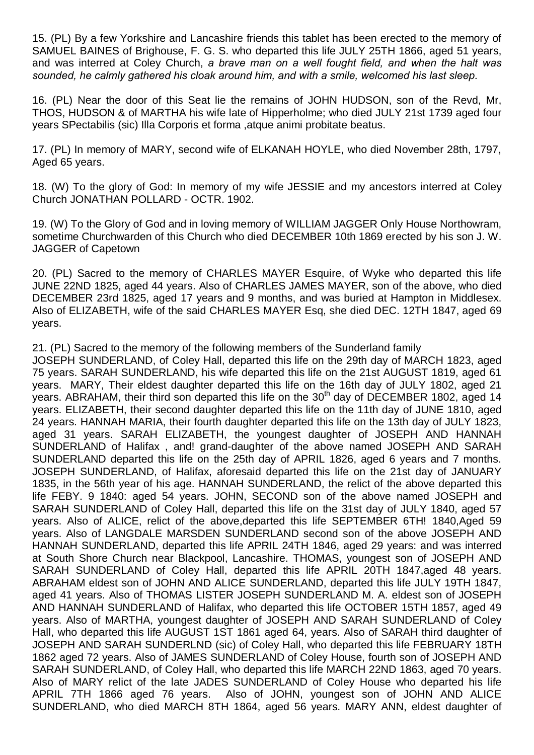15. (PL) By a few Yorkshire and Lancashire friends this tablet has been erected to the memory of SAMUEL BAINES of Brighouse, F. G. S. who departed this life JULY 25TH 1866, aged 51 years, and was interred at Coley Church, *a brave man on a well fought field, and when the halt was sounded, he calmly gathered his cloak around him, and with a smile, welcomed his last sleep.*

16. (PL) Near the door of this Seat lie the remains of JOHN HUDSON, son of the Revd, Mr, THOS, HUDSON & of MARTHA his wife late of Hipperholme; who died JULY 21st 1739 aged four years SPectabilis (sic) Illa Corporis et forma ,atque animi probitate beatus.

17. (PL) In memory of MARY, second wife of ELKANAH HOYLE, who died November 28th, 1797, Aged 65 years.

18. (W) To the glory of God: In memory of my wife JESSIE and my ancestors interred at Coley Church JONATHAN POLLARD - OCTR. 1902.

19. (W) To the Glory of God and in loving memory of WILLIAM JAGGER Only House Northowram, sometime Churchwarden of this Church who died DECEMBER 10th 1869 erected by his son J. W. JAGGER of Capetown

20. (PL) Sacred to the memory of CHARLES MAYER Esquire, of Wyke who departed this life JUNE 22ND 1825, aged 44 years. Also of CHARLES JAMES MAYER, son of the above, who died DECEMBER 23rd 1825, aged 17 years and 9 months, and was buried at Hampton in Middlesex. Also of ELIZABETH, wife of the said CHARLES MAYER Esq, she died DEC. 12TH 1847, aged 69 years.

21. (PL) Sacred to the memory of the following members of the Sunderland family
JOSEPH SUNDERLAND, of Coley Hall, departed this life on the 29th day of MARCH 1823, aged 75 years. SARAH SUNDERLAND, his wife departed this life on the 21st AUGUST 1819, aged 61 years. MARY, Their eldest daughter departed this life on the 16th day of JULY 1802, aged 21 years. ABRAHAM, their third son departed this life on the 30th day of DECEMBER 1802, aged 14 years. ELIZABETH, their second daughter departed this life on the 11th day of JUNE 1810, aged 24 years. HANNAH MARIA, their fourth daughter departed this life on the 13th day of JULY 1823, aged 31 years. SARAH ELIZABETH, the youngest daughter of JOSEPH AND HANNAH SUNDERLAND of Halifax , and! grand-daughter of the above named JOSEPH AND SARAH SUNDERLAND departed this life on the 25th day of APRIL 1826, aged 6 years and 7 months. JOSEPH SUNDERLAND, of Halifax, aforesaid departed this life on the 21st day of JANUARY 1835, in the 56th year of his age. HANNAH SUNDERLAND, the relict of the above departed this life FEBY. 9 1840: aged 54 years. JOHN, SECOND son of the above named JOSEPH and SARAH SUNDERLAND of Coley Hall, departed this life on the 31st day of JULY 1840, aged 57 years. Also of ALICE, relict of the above,departed this life SEPTEMBER 6TH! 1840,Aged 59 years. Also of LANGDALE MARSDEN SUNDERLAND second son of the above JOSEPH AND HANNAH SUNDERLAND, departed this life APRIL 24TH 1846, aged 29 years: and was interred at South Shore Church near Blackpool, Lancashire. THOMAS, youngest son of JOSEPH AND SARAH SUNDERLAND of Coley Hall, departed this life APRIL 20TH 1847,aged 48 years. ABRAHAM eldest son of JOHN AND ALICE SUNDERLAND, departed this life JULY 19TH 1847, aged 41 years. Also of THOMAS LISTER JOSEPH SUNDERLAND M. A. eldest son of JOSEPH AND HANNAH SUNDERLAND of Halifax, who departed this life OCTOBER 15TH 1857, aged 49 years. Also of MARTHA, youngest daughter of JOSEPH AND SARAH SUNDERLAND of Coley Hall, who departed this life AUGUST 1ST 1861 aged 64, years. Also of SARAH third daughter of JOSEPH AND SARAH SUNDERLND (sic) of Coley Hall, who departed this life FEBRUARY 18TH 1862 aged 72 years. Also of JAMES SUNDERLAND of Coley House, fourth son of JOSEPH AND SARAH SUNDERLAND, of Coley Hall, who departed this life MARCH 22ND 1863, aged 70 years. Also of MARY relict of the late JADES SUNDERLAND of Coley House who departed his life APRIL 7TH 1866 aged 76 years. Also of JOHN, youngest son of JOHN AND ALICE SUNDERLAND, who died MARCH 8TH 1864, aged 56 years. MARY ANN, eldest daughter of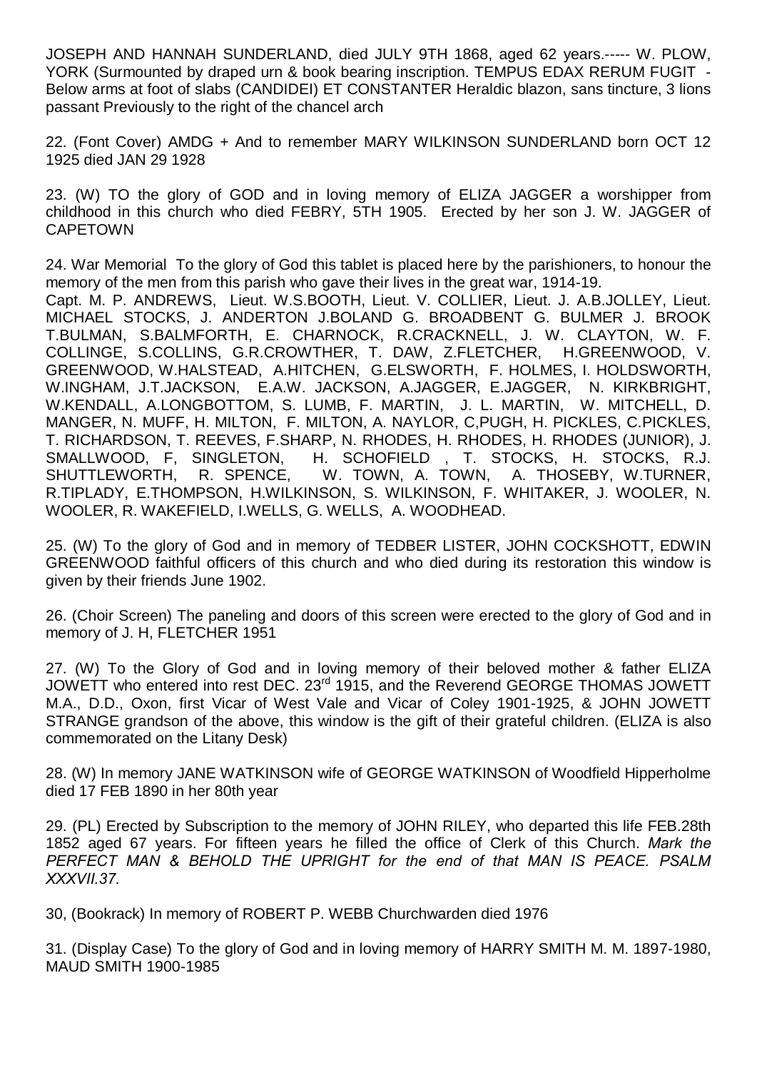JOSEPH AND HANNAH SUNDERLAND, died JULY 9TH 1868, aged 62 years.----- W. PLOW, YORK (Surmounted by draped urn & book bearing inscription. TEMPUS EDAX RERUM FUGIT - Below arms at foot of slabs (CANDIDEI) ET CONSTANTER Heraldic blazon, sans tincture, 3 lions passant Previously to the right of the chancel arch

22. (Font Cover) AMDG + And to remember MARY WILKINSON SUNDERLAND born OCT 12 1925 died JAN 29 1928

23. (W) TO the glory of GOD and in loving memory of ELIZA JAGGER a worshipper from childhood in this church who died FEBRY, 5TH 1905. Erected by her son J. W. JAGGER of CAPETOWN

24. War Memorial To the glory of God this tablet is placed here by the parishioners, to honour the memory of the men from this parish who gave their lives in the great war, 1914-19.
Capt. M. P. ANDREWS, Lieut. W.S.BOOTH, Lieut. V. COLLIER, Lieut. J. A.B.JOLLEY, Lieut. MICHAEL STOCKS, J. ANDERTON J.BOLAND G. BROADBENT G. BULMER J. BROOK T.BULMAN, S.BALMFORTH, E. CHARNOCK, R.CRACKNELL, J. W. CLAYTON, W. F. COLLINGE, S.COLLINS, G.R.CROWTHER, T. DAW, Z.FLETCHER, H.GREENWOOD, V. GREENWOOD, W.HALSTEAD, A.HITCHEN, G.ELSWORTH, F. HOLMES, I. HOLDSWORTH, W.INGHAM, J.T.JACKSON, E.A.W. JACKSON, A.JAGGER, E.JAGGER, N. KIRKBRIGHT, W.KENDALL, A.LONGBOTTOM, S. LUMB, F. MARTIN, J. L. MARTIN, W. MITCHELL, D. MANGER, N. MUFF, H. MILTON, F. MILTON, A. NAYLOR, C,PUGH, H. PICKLES, C.PICKLES, T. RICHARDSON, T. REEVES, F.SHARP, N. RHODES, H. RHODES, H. RHODES (JUNIOR), J. SMALLWOOD, F, SINGLETON, H. SCHOFIELD , T. STOCKS, H. STOCKS, R.J. SHUTTLEWORTH, R. SPENCE, W. TOWN, A. TOWN, A. THOSEBY, W.TURNER, R.TIPLADY, E.THOMPSON, H.WILKINSON, S. WILKINSON, F. WHITAKER, J. WOOLER, N. WOOLER, R. WAKEFIELD, I.WELLS, G. WELLS, A. WOODHEAD.

25. (W) To the glory of God and in memory of TEDBER LISTER, JOHN COCKSHOTT, EDWIN GREENWOOD faithful officers of this church and who died during its restoration this window is given by their friends June 1902.

26. (Choir Screen) The paneling and doors of this screen were erected to the glory of God and in memory of J. H, FLETCHER 1951

27. (W) To the Glory of God and in loving memory of their beloved mother & father ELIZA JOWETT who entered into rest DEC. 23rd 1915, and the Reverend GEORGE THOMAS JOWETT M.A., D.D., Oxon, first Vicar of West Vale and Vicar of Coley 1901-1925, & JOHN JOWETT STRANGE grandson of the above, this window is the gift of their grateful children. (ELIZA is also commemorated on the Litany Desk)

28. (W) In memory JANE WATKINSON wife of GEORGE WATKINSON of Woodfield Hipperholme died 17 FEB 1890 in her 80th year

29. (PL) Erected by Subscription to the memory of JOHN RILEY, who departed this life FEB.28th 1852 aged 67 years. For fifteen years he filled the office of Clerk of this Church. *Mark the PERFECT MAN & BEHOLD THE UPRIGHT for the end of that MAN IS PEACE. PSALM XXXVII.37.*

30, (Bookrack) In memory of ROBERT P. WEBB Churchwarden died 1976

31. (Display Case) To the glory of God and in loving memory of HARRY SMITH M. M. 1897-1980, MAUD SMITH 1900-1985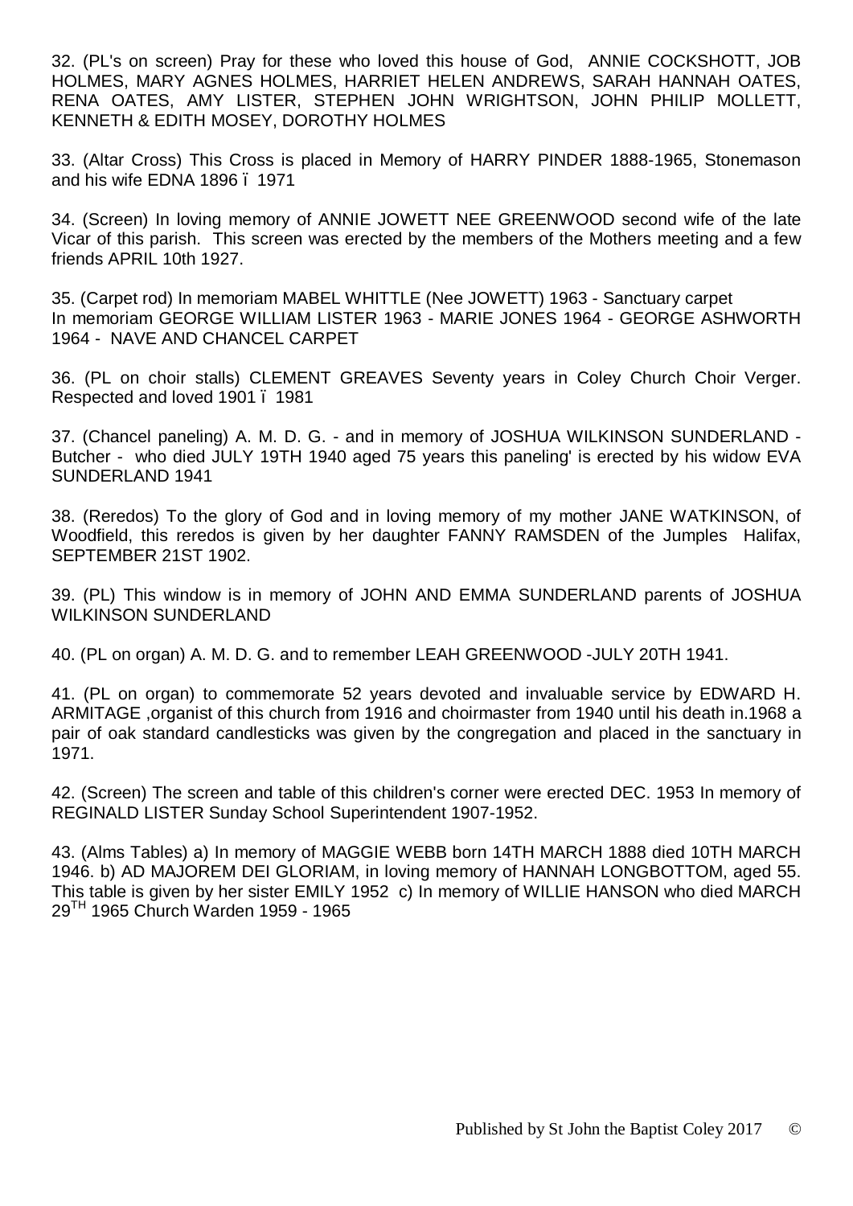32. (PL's on screen) Pray for these who loved this house of God, ANNIE COCKSHOTT, JOB HOLMES, MARY AGNES HOLMES, HARRIET HELEN ANDREWS, SARAH HANNAH OATES, RENA OATES, AMY LISTER, STEPHEN JOHN WRIGHTSON, JOHN PHILIP MOLLETT, KENNETH & EDITH MOSEY, DOROTHY HOLMES

33. (Altar Cross) This Cross is placed in Memory of HARRY PINDER 1888-1965, Stonemason and his wife EDNA 1896 – 1971

34. (Screen) In loving memory of ANNIE JOWETT NEE GREENWOOD second wife of the late Vicar of this parish. This screen was erected by the members of the Mothers meeting and a few friends APRIL 10th 1927.

35. (Carpet rod) In memoriam MABEL WHITTLE (Nee JOWETT) 1963 - Sanctuary carpet
In memoriam GEORGE WILLIAM LISTER 1963 - MARIE JONES 1964 - GEORGE ASHWORTH 1964 - NAVE AND CHANCEL CARPET

36. (PL on choir stalls) CLEMENT GREAVES Seventy years in Coley Church Choir Verger. Respected and loved 1901 – 1981

37. (Chancel paneling) A. M. D. G. - and in memory of JOSHUA WILKINSON SUNDERLAND - Butcher - who died JULY 19TH 1940 aged 75 years this paneling' is erected by his widow EVA SUNDERLAND 1941

38. (Reredos) To the glory of God and in loving memory of my mother JANE WATKINSON, of Woodfield, this reredos is given by her daughter FANNY RAMSDEN of the Jumples Halifax, SEPTEMBER 21ST 1902.

39. (PL) This window is in memory of JOHN AND EMMA SUNDERLAND parents of JOSHUA WILKINSON SUNDERLAND

40. (PL on organ) A. M. D. G. and to remember LEAH GREENWOOD -JULY 20TH 1941.

41. (PL on organ) to commemorate 52 years devoted and invaluable service by EDWARD H. ARMITAGE ,organist of this church from 1916 and choirmaster from 1940 until his death in.1968 a pair of oak standard candlesticks was given by the congregation and placed in the sanctuary in 1971.

42. (Screen) The screen and table of this children's corner were erected DEC. 1953 In memory of REGINALD LISTER Sunday School Superintendent 1907-1952.

43. (Alms Tables) a) In memory of MAGGIE WEBB born 14TH MARCH 1888 died 10TH MARCH 1946. b) AD MAJOREM DEI GLORIAM, in loving memory of HANNAH LONGBOTTOM, aged 55. This table is given by her sister EMILY 1952 c) In memory of WILLIE HANSON who died MARCH 29TH 1965 Church Warden 1959 - 1965

Published by St John the Baptist Coley 2017 ©